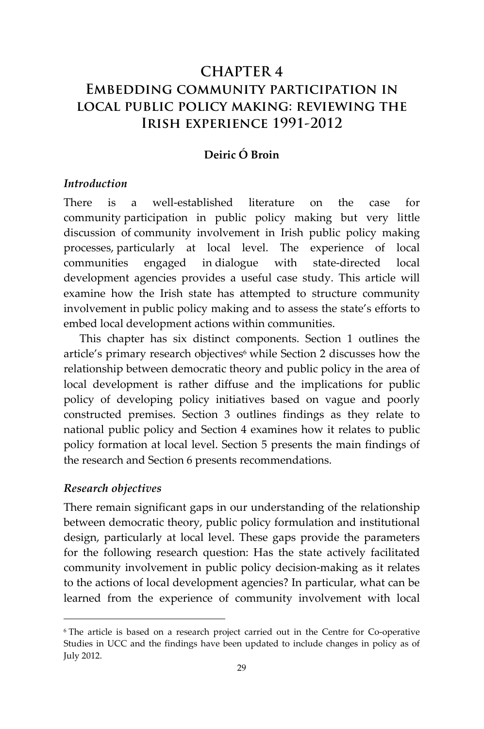# CHAPTER 4
# Embedding community participation in local public policy making: reviewing the Irish experience 1991-2012

**Deiric Ó Broin**

### *Introduction*

There is a well-established literature on the case for community participation in public policy making but very little discussion of community involvement in Irish public policy making processes, particularly at local level. The experience of local communities engaged in dialogue with state-directed local development agencies provides a useful case study. This article will examine how the Irish state has attempted to structure community involvement in public policy making and to assess the state's efforts to embed local development actions within communities.

This chapter has six distinct components. Section 1 outlines the article's primary research objectives[6] while Section 2 discusses how the relationship between democratic theory and public policy in the area of local development is rather diffuse and the implications for public policy of developing policy initiatives based on vague and poorly constructed premises. Section 3 outlines findings as they relate to national public policy and Section 4 examines how it relates to public policy formation at local level. Section 5 presents the main findings of the research and Section 6 presents recommendations.

### *Research objectives*

There remain significant gaps in our understanding of the relationship between democratic theory, public policy formulation and institutional design, particularly at local level. These gaps provide the parameters for the following research question: Has the state actively facilitated community involvement in public policy decision-making as it relates to the actions of local development agencies? In particular, what can be learned from the experience of community involvement with local

[6] The article is based on a research project carried out in the Centre for Co-operative Studies in UCC and the findings have been updated to include changes in policy as of July 2012.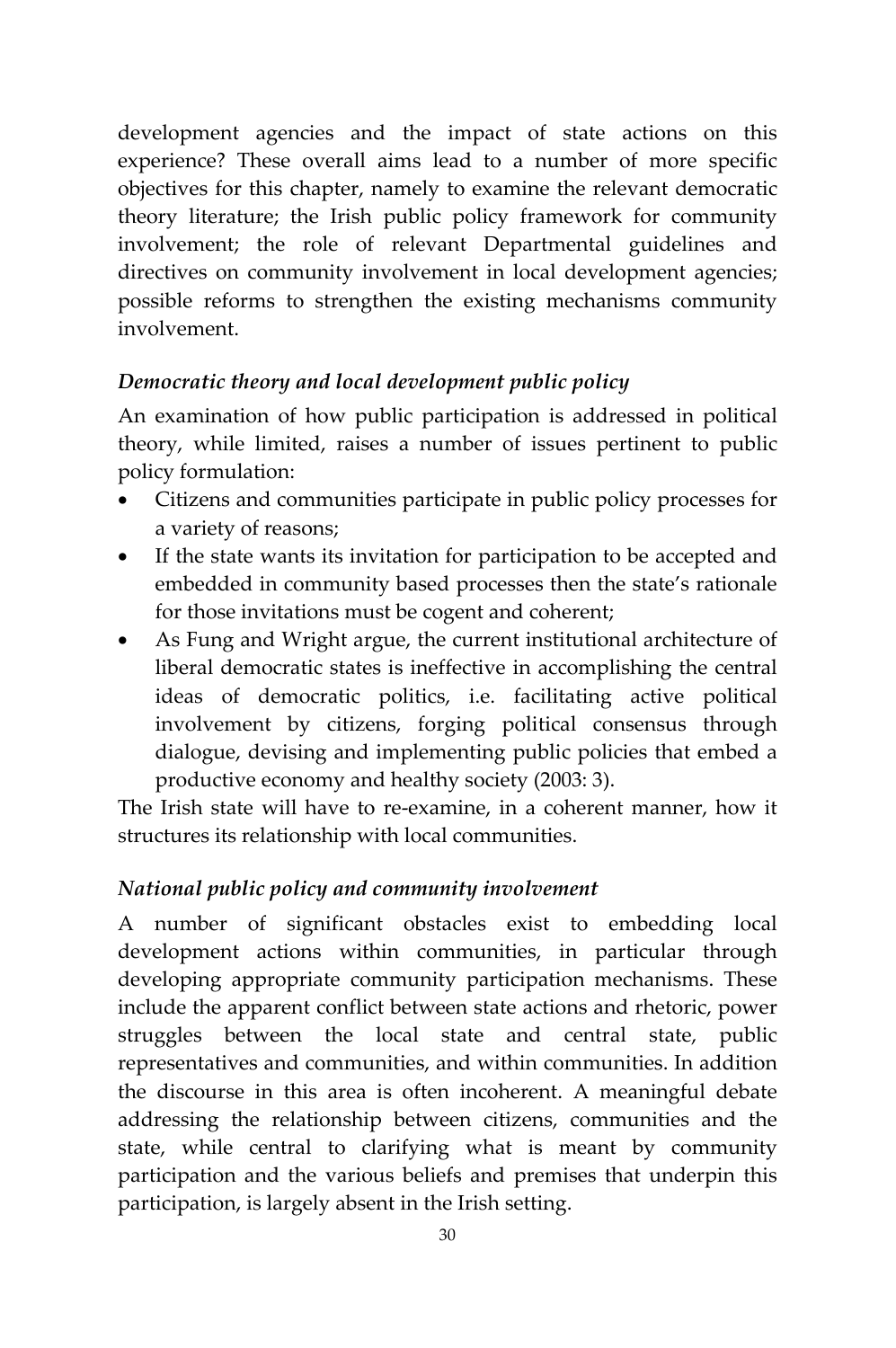development agencies and the impact of state actions on this experience? These overall aims lead to a number of more specific objectives for this chapter, namely to examine the relevant democratic theory literature; the Irish public policy framework for community involvement; the role of relevant Departmental guidelines and directives on community involvement in local development agencies; possible reforms to strengthen the existing mechanisms community involvement.

### *Democratic theory and local development public policy*

An examination of how public participation is addressed in political theory, while limited, raises a number of issues pertinent to public policy formulation:

- Citizens and communities participate in public policy processes for a variety of reasons;
- If the state wants its invitation for participation to be accepted and embedded in community based processes then the state's rationale for those invitations must be cogent and coherent;
- As Fung and Wright argue, the current institutional architecture of liberal democratic states is ineffective in accomplishing the central ideas of democratic politics, i.e. facilitating active political involvement by citizens, forging political consensus through dialogue, devising and implementing public policies that embed a productive economy and healthy society (2003: 3).

The Irish state will have to re-examine, in a coherent manner, how it structures its relationship with local communities.

### *National public policy and community involvement*

A number of significant obstacles exist to embedding local development actions within communities, in particular through developing appropriate community participation mechanisms. These include the apparent conflict between state actions and rhetoric, power struggles between the local state and central state, public representatives and communities, and within communities. In addition the discourse in this area is often incoherent. A meaningful debate addressing the relationship between citizens, communities and the state, while central to clarifying what is meant by community participation and the various beliefs and premises that underpin this participation, is largely absent in the Irish setting.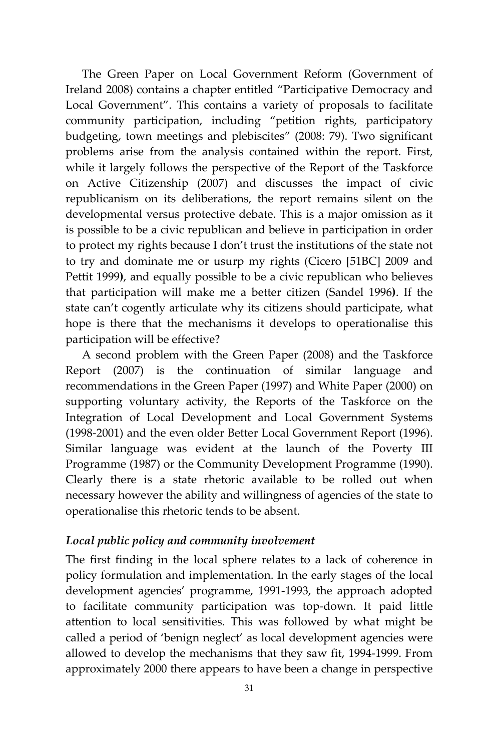The Green Paper on Local Government Reform (Government of Ireland 2008) contains a chapter entitled "Participative Democracy and Local Government". This contains a variety of proposals to facilitate community participation, including "petition rights, participatory budgeting, town meetings and plebiscites" (2008: 79). Two significant problems arise from the analysis contained within the report. First, while it largely follows the perspective of the Report of the Taskforce on Active Citizenship (2007) and discusses the impact of civic republicanism on its deliberations, the report remains silent on the developmental versus protective debate. This is a major omission as it is possible to be a civic republican and believe in participation in order to protect my rights because I don't trust the institutions of the state not to try and dominate me or usurp my rights (Cicero [51BC] 2009 and Pettit 1999**)**, and equally possible to be a civic republican who believes that participation will make me a better citizen (Sandel 1996**)**. If the state can't cogently articulate why its citizens should participate, what hope is there that the mechanisms it develops to operationalise this participation will be effective?

A second problem with the Green Paper (2008) and the Taskforce Report (2007) is the continuation of similar language and recommendations in the Green Paper (1997) and White Paper (2000) on supporting voluntary activity, the Reports of the Taskforce on the Integration of Local Development and Local Government Systems (1998-2001) and the even older Better Local Government Report (1996). Similar language was evident at the launch of the Poverty III Programme (1987) or the Community Development Programme (1990). Clearly there is a state rhetoric available to be rolled out when necessary however the ability and willingness of agencies of the state to operationalise this rhetoric tends to be absent.

### *Local public policy and community involvement*

The first finding in the local sphere relates to a lack of coherence in policy formulation and implementation. In the early stages of the local development agencies' programme, 1991-1993, the approach adopted to facilitate community participation was top-down. It paid little attention to local sensitivities. This was followed by what might be called a period of 'benign neglect' as local development agencies were allowed to develop the mechanisms that they saw fit, 1994-1999. From approximately 2000 there appears to have been a change in perspective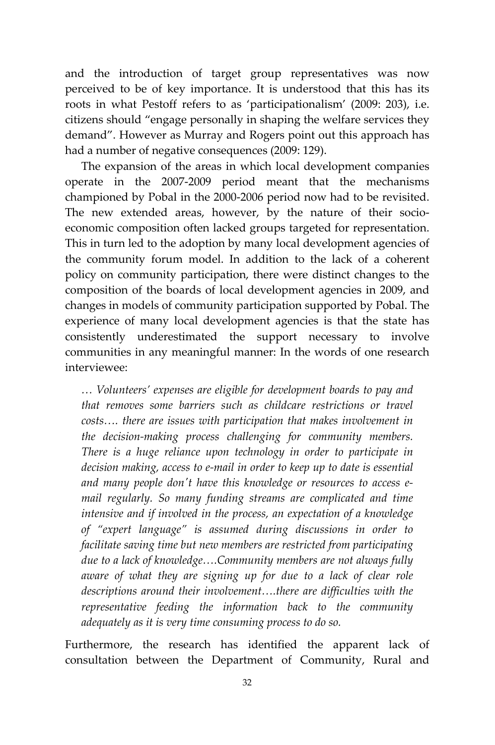and the introduction of target group representatives was now perceived to be of key importance. It is understood that this has its roots in what Pestoff refers to as 'participationalism' (2009: 203), i.e. citizens should "engage personally in shaping the welfare services they demand". However as Murray and Rogers point out this approach has had a number of negative consequences (2009: 129).

The expansion of the areas in which local development companies operate in the 2007-2009 period meant that the mechanisms championed by Pobal in the 2000-2006 period now had to be revisited. The new extended areas, however, by the nature of their socio-economic composition often lacked groups targeted for representation. This in turn led to the adoption by many local development agencies of the community forum model. In addition to the lack of a coherent policy on community participation, there were distinct changes to the composition of the boards of local development agencies in 2009, and changes in models of community participation supported by Pobal. The experience of many local development agencies is that the state has consistently underestimated the support necessary to involve communities in any meaningful manner: In the words of one research interviewee:

> *… Volunteers' expenses are eligible for development boards to pay and that removes some barriers such as childcare restrictions or travel costs…. there are issues with participation that makes involvement in the decision-making process challenging for community members. There is a huge reliance upon technology in order to participate in decision making, access to e-mail in order to keep up to date is essential and many people don't have this knowledge or resources to access e-mail regularly. So many funding streams are complicated and time intensive and if involved in the process, an expectation of a knowledge of "expert language" is assumed during discussions in order to facilitate saving time but new members are restricted from participating due to a lack of knowledge….Community members are not always fully aware of what they are signing up for due to a lack of clear role descriptions around their involvement….there are difficulties with the representative feeding the information back to the community adequately as it is very time consuming process to do so.*

Furthermore, the research has identified the apparent lack of consultation between the Department of Community, Rural and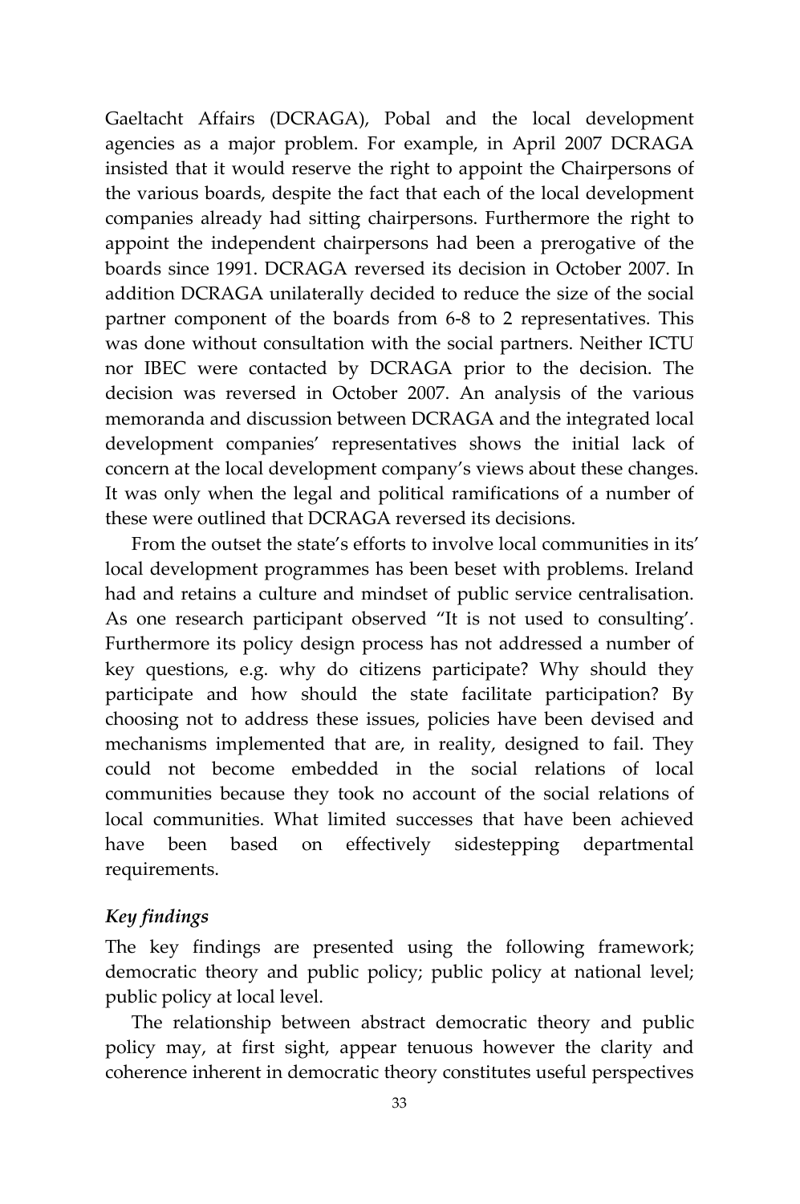Gaeltacht Affairs (DCRAGA), Pobal and the local development agencies as a major problem. For example, in April 2007 DCRAGA insisted that it would reserve the right to appoint the Chairpersons of the various boards, despite the fact that each of the local development companies already had sitting chairpersons. Furthermore the right to appoint the independent chairpersons had been a prerogative of the boards since 1991. DCRAGA reversed its decision in October 2007. In addition DCRAGA unilaterally decided to reduce the size of the social partner component of the boards from 6-8 to 2 representatives. This was done without consultation with the social partners. Neither ICTU nor IBEC were contacted by DCRAGA prior to the decision. The decision was reversed in October 2007. An analysis of the various memoranda and discussion between DCRAGA and the integrated local development companies' representatives shows the initial lack of concern at the local development company's views about these changes. It was only when the legal and political ramifications of a number of these were outlined that DCRAGA reversed its decisions.

From the outset the state's efforts to involve local communities in its' local development programmes has been beset with problems. Ireland had and retains a culture and mindset of public service centralisation. As one research participant observed "It is not used to consulting'. Furthermore its policy design process has not addressed a number of key questions, e.g. why do citizens participate? Why should they participate and how should the state facilitate participation? By choosing not to address these issues, policies have been devised and mechanisms implemented that are, in reality, designed to fail. They could not become embedded in the social relations of local communities because they took no account of the social relations of local communities. What limited successes that have been achieved have been based on effectively sidestepping departmental requirements.

### *Key findings*

The key findings are presented using the following framework; democratic theory and public policy; public policy at national level; public policy at local level.

The relationship between abstract democratic theory and public policy may, at first sight, appear tenuous however the clarity and coherence inherent in democratic theory constitutes useful perspectives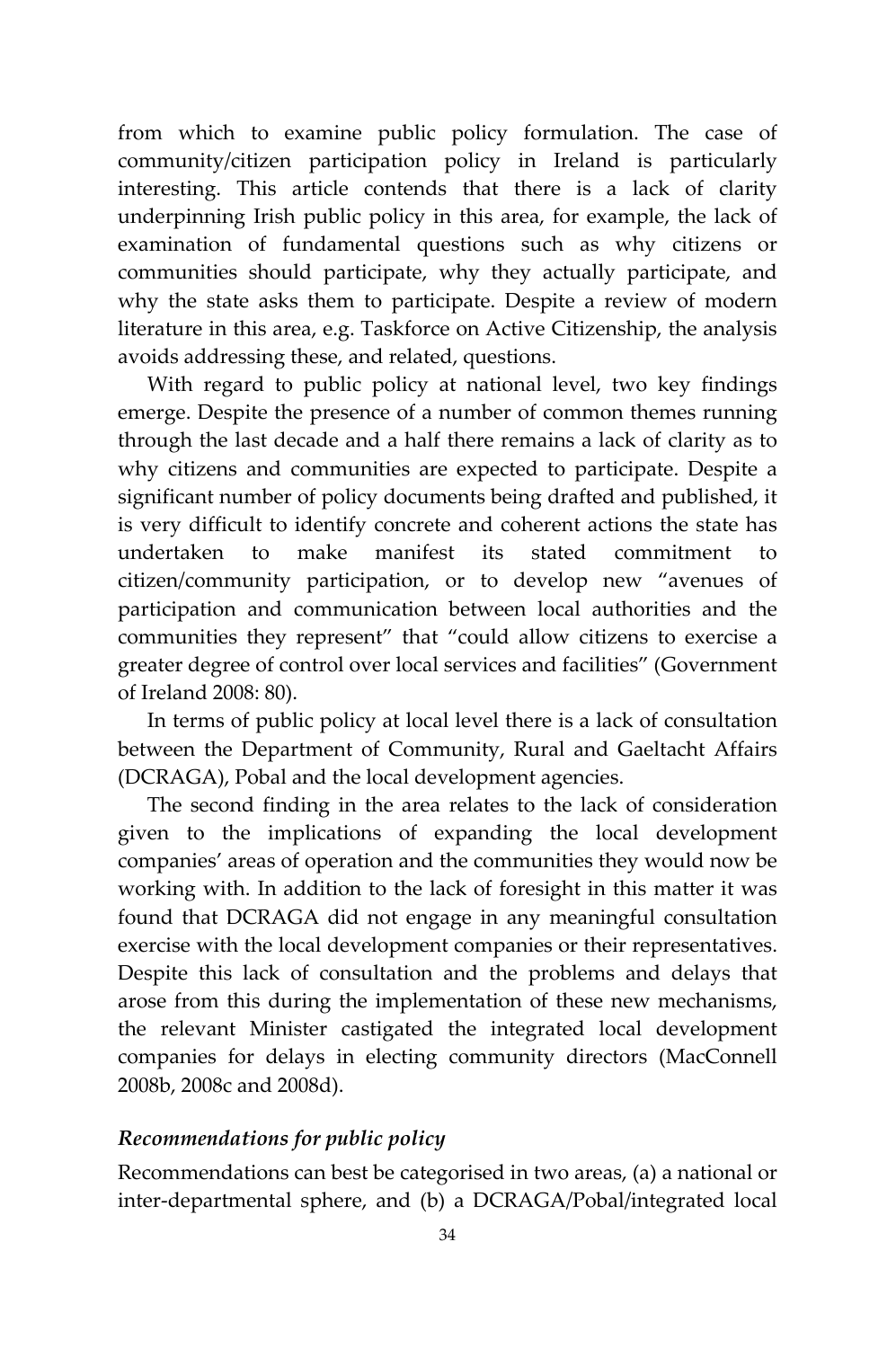from which to examine public policy formulation. The case of community/citizen participation policy in Ireland is particularly interesting. This article contends that there is a lack of clarity underpinning Irish public policy in this area, for example, the lack of examination of fundamental questions such as why citizens or communities should participate, why they actually participate, and why the state asks them to participate. Despite a review of modern literature in this area, e.g. Taskforce on Active Citizenship, the analysis avoids addressing these, and related, questions.

With regard to public policy at national level, two key findings emerge. Despite the presence of a number of common themes running through the last decade and a half there remains a lack of clarity as to why citizens and communities are expected to participate. Despite a significant number of policy documents being drafted and published, it is very difficult to identify concrete and coherent actions the state has undertaken to make manifest its stated commitment to citizen/community participation, or to develop new "avenues of participation and communication between local authorities and the communities they represent" that "could allow citizens to exercise a greater degree of control over local services and facilities" (Government of Ireland 2008: 80).

In terms of public policy at local level there is a lack of consultation between the Department of Community, Rural and Gaeltacht Affairs (DCRAGA), Pobal and the local development agencies.

The second finding in the area relates to the lack of consideration given to the implications of expanding the local development companies' areas of operation and the communities they would now be working with. In addition to the lack of foresight in this matter it was found that DCRAGA did not engage in any meaningful consultation exercise with the local development companies or their representatives. Despite this lack of consultation and the problems and delays that arose from this during the implementation of these new mechanisms, the relevant Minister castigated the integrated local development companies for delays in electing community directors (MacConnell 2008b, 2008c and 2008d).

### *Recommendations for public policy*

Recommendations can best be categorised in two areas, (a) a national or inter-departmental sphere, and (b) a DCRAGA/Pobal/integrated local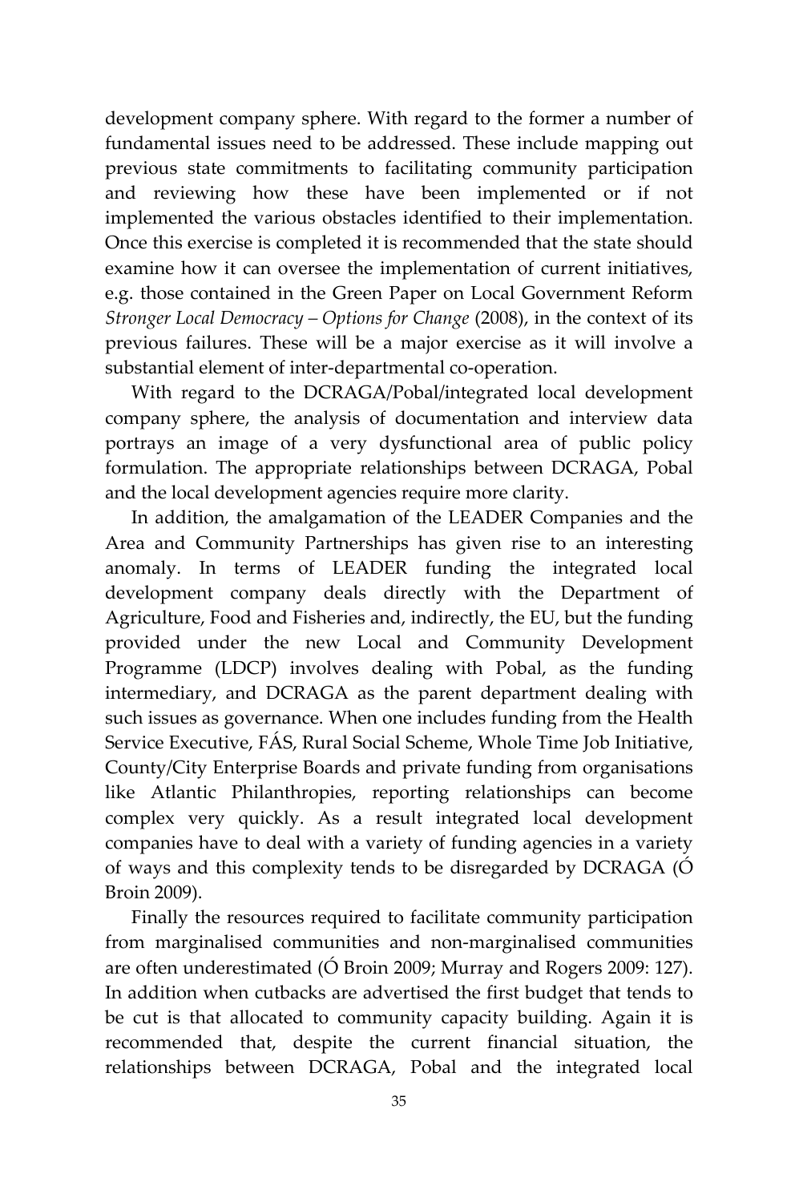development company sphere. With regard to the former a number of fundamental issues need to be addressed. These include mapping out previous state commitments to facilitating community participation and reviewing how these have been implemented or if not implemented the various obstacles identified to their implementation. Once this exercise is completed it is recommended that the state should examine how it can oversee the implementation of current initiatives, e.g. those contained in the Green Paper on Local Government Reform *Stronger Local Democracy – Options for Change* (2008), in the context of its previous failures. These will be a major exercise as it will involve a substantial element of inter-departmental co-operation.

With regard to the DCRAGA/Pobal/integrated local development company sphere, the analysis of documentation and interview data portrays an image of a very dysfunctional area of public policy formulation. The appropriate relationships between DCRAGA, Pobal and the local development agencies require more clarity.

In addition, the amalgamation of the LEADER Companies and the Area and Community Partnerships has given rise to an interesting anomaly. In terms of LEADER funding the integrated local development company deals directly with the Department of Agriculture, Food and Fisheries and, indirectly, the EU, but the funding provided under the new Local and Community Development Programme (LDCP) involves dealing with Pobal, as the funding intermediary, and DCRAGA as the parent department dealing with such issues as governance. When one includes funding from the Health Service Executive, FÁS, Rural Social Scheme, Whole Time Job Initiative, County/City Enterprise Boards and private funding from organisations like Atlantic Philanthropies, reporting relationships can become complex very quickly. As a result integrated local development companies have to deal with a variety of funding agencies in a variety of ways and this complexity tends to be disregarded by DCRAGA (Ó Broin 2009).

Finally the resources required to facilitate community participation from marginalised communities and non-marginalised communities are often underestimated (Ó Broin 2009; Murray and Rogers 2009: 127). In addition when cutbacks are advertised the first budget that tends to be cut is that allocated to community capacity building. Again it is recommended that, despite the current financial situation, the relationships between DCRAGA, Pobal and the integrated local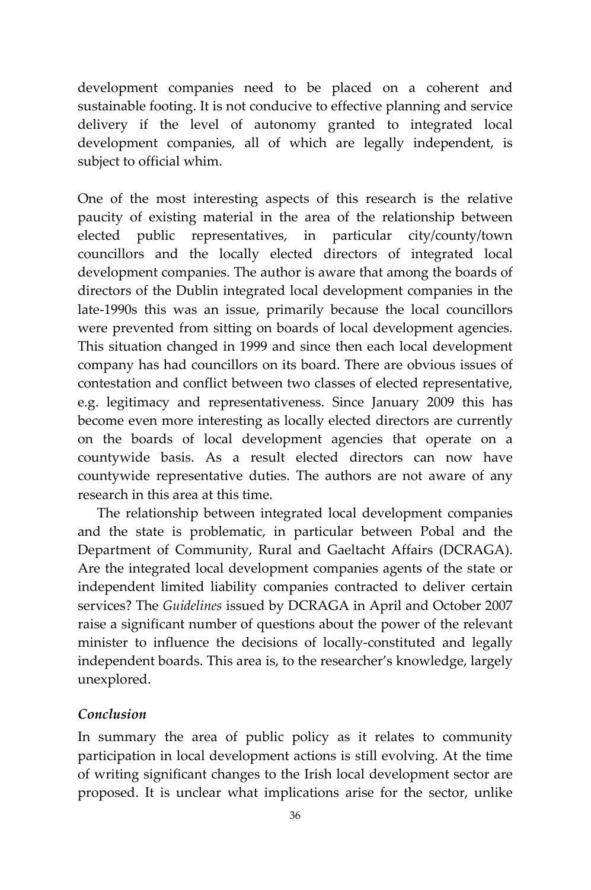development companies need to be placed on a coherent and sustainable footing. It is not conducive to effective planning and service delivery if the level of autonomy granted to integrated local development companies, all of which are legally independent, is subject to official whim.

One of the most interesting aspects of this research is the relative paucity of existing material in the area of the relationship between elected public representatives, in particular city/county/town councillors and the locally elected directors of integrated local development companies. The author is aware that among the boards of directors of the Dublin integrated local development companies in the late-1990s this was an issue, primarily because the local councillors were prevented from sitting on boards of local development agencies. This situation changed in 1999 and since then each local development company has had councillors on its board. There are obvious issues of contestation and conflict between two classes of elected representative, e.g. legitimacy and representativeness. Since January 2009 this has become even more interesting as locally elected directors are currently on the boards of local development agencies that operate on a countywide basis. As a result elected directors can now have countywide representative duties. The authors are not aware of any research in this area at this time.

The relationship between integrated local development companies and the state is problematic, in particular between Pobal and the Department of Community, Rural and Gaeltacht Affairs (DCRAGA). Are the integrated local development companies agents of the state or independent limited liability companies contracted to deliver certain services? The *Guidelines* issued by DCRAGA in April and October 2007 raise a significant number of questions about the power of the relevant minister to influence the decisions of locally-constituted and legally independent boards. This area is, to the researcher's knowledge, largely unexplored.

### *Conclusion*

In summary the area of public policy as it relates to community participation in local development actions is still evolving. At the time of writing significant changes to the Irish local development sector are proposed. It is unclear what implications arise for the sector, unlike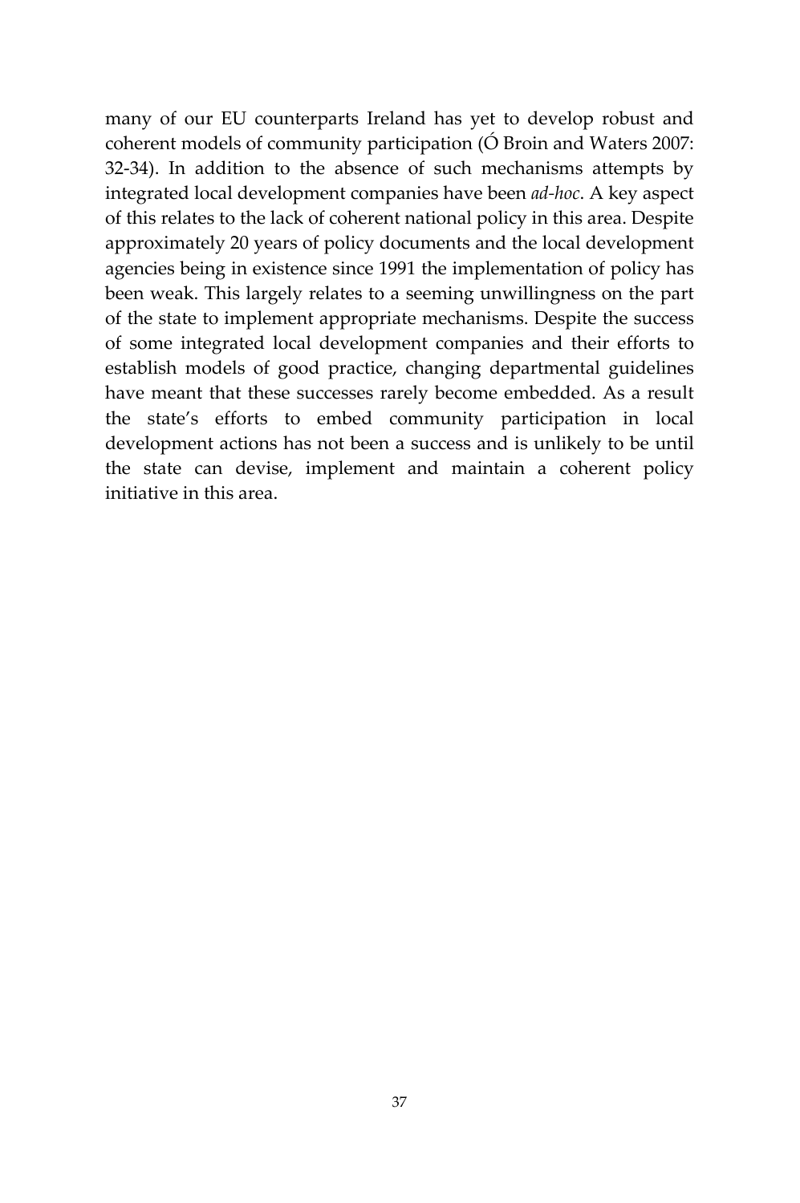many of our EU counterparts Ireland has yet to develop robust and coherent models of community participation (Ó Broin and Waters 2007: 32-34). In addition to the absence of such mechanisms attempts by integrated local development companies have been *ad-hoc*. A key aspect of this relates to the lack of coherent national policy in this area. Despite approximately 20 years of policy documents and the local development agencies being in existence since 1991 the implementation of policy has been weak. This largely relates to a seeming unwillingness on the part of the state to implement appropriate mechanisms. Despite the success of some integrated local development companies and their efforts to establish models of good practice, changing departmental guidelines have meant that these successes rarely become embedded. As a result the state's efforts to embed community participation in local development actions has not been a success and is unlikely to be until the state can devise, implement and maintain a coherent policy initiative in this area.